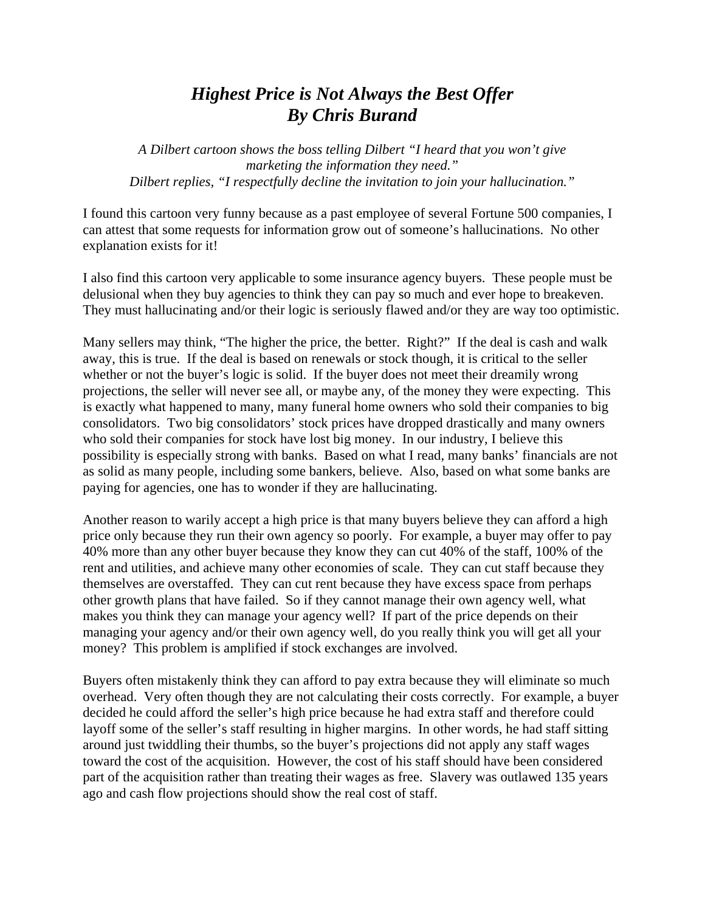# *Highest Price is Not Always the Best Offer*
# *By Chris Burand*

*A Dilbert cartoon shows the boss telling Dilbert "I heard that you won't give marketing the information they need."*
*Dilbert replies, "I respectfully decline the invitation to join your hallucination."*

I found this cartoon very funny because as a past employee of several Fortune 500 companies, I can attest that some requests for information grow out of someone's hallucinations. No other explanation exists for it!

I also find this cartoon very applicable to some insurance agency buyers. These people must be delusional when they buy agencies to think they can pay so much and ever hope to breakeven. They must hallucinating and/or their logic is seriously flawed and/or they are way too optimistic.

Many sellers may think, "The higher the price, the better. Right?" If the deal is cash and walk away, this is true. If the deal is based on renewals or stock though, it is critical to the seller whether or not the buyer's logic is solid. If the buyer does not meet their dreamily wrong projections, the seller will never see all, or maybe any, of the money they were expecting. This is exactly what happened to many, many funeral home owners who sold their companies to big consolidators. Two big consolidators' stock prices have dropped drastically and many owners who sold their companies for stock have lost big money. In our industry, I believe this possibility is especially strong with banks. Based on what I read, many banks' financials are not as solid as many people, including some bankers, believe. Also, based on what some banks are paying for agencies, one has to wonder if they are hallucinating.

Another reason to warily accept a high price is that many buyers believe they can afford a high price only because they run their own agency so poorly. For example, a buyer may offer to pay 40% more than any other buyer because they know they can cut 40% of the staff, 100% of the rent and utilities, and achieve many other economies of scale. They can cut staff because they themselves are overstaffed. They can cut rent because they have excess space from perhaps other growth plans that have failed. So if they cannot manage their own agency well, what makes you think they can manage your agency well? If part of the price depends on their managing your agency and/or their own agency well, do you really think you will get all your money? This problem is amplified if stock exchanges are involved.

Buyers often mistakenly think they can afford to pay extra because they will eliminate so much overhead. Very often though they are not calculating their costs correctly. For example, a buyer decided he could afford the seller's high price because he had extra staff and therefore could layoff some of the seller's staff resulting in higher margins. In other words, he had staff sitting around just twiddling their thumbs, so the buyer's projections did not apply any staff wages toward the cost of the acquisition. However, the cost of his staff should have been considered part of the acquisition rather than treating their wages as free. Slavery was outlawed 135 years ago and cash flow projections should show the real cost of staff.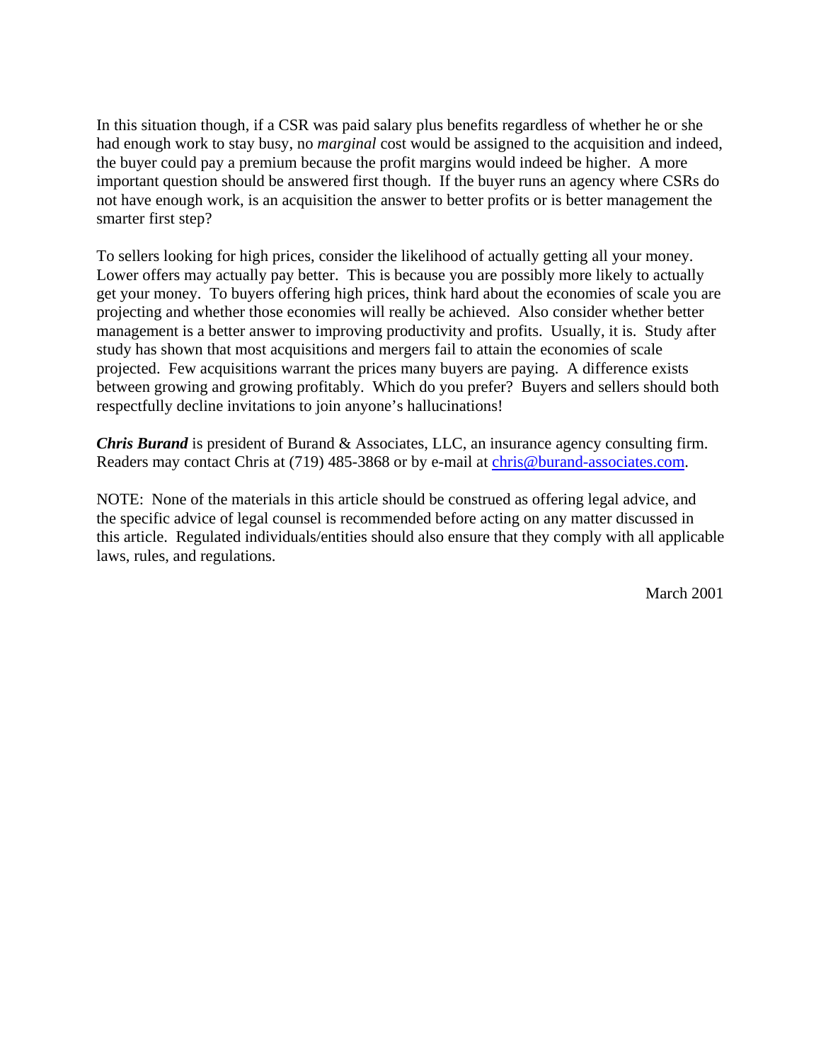In this situation though, if a CSR was paid salary plus benefits regardless of whether he or she had enough work to stay busy, no *marginal* cost would be assigned to the acquisition and indeed, the buyer could pay a premium because the profit margins would indeed be higher. A more important question should be answered first though. If the buyer runs an agency where CSRs do not have enough work, is an acquisition the answer to better profits or is better management the smarter first step?

To sellers looking for high prices, consider the likelihood of actually getting all your money. Lower offers may actually pay better. This is because you are possibly more likely to actually get your money. To buyers offering high prices, think hard about the economies of scale you are projecting and whether those economies will really be achieved. Also consider whether better management is a better answer to improving productivity and profits. Usually, it is. Study after study has shown that most acquisitions and mergers fail to attain the economies of scale projected. Few acquisitions warrant the prices many buyers are paying. A difference exists between growing and growing profitably. Which do you prefer? Buyers and sellers should both respectfully decline invitations to join anyone's hallucinations!

***Chris Burand*** is president of Burand & Associates, LLC, an insurance agency consulting firm. Readers may contact Chris at (719) 485-3868 or by e-mail at chris@burand-associates.com.

NOTE: None of the materials in this article should be construed as offering legal advice, and the specific advice of legal counsel is recommended before acting on any matter discussed in this article. Regulated individuals/entities should also ensure that they comply with all applicable laws, rules, and regulations.

March 2001